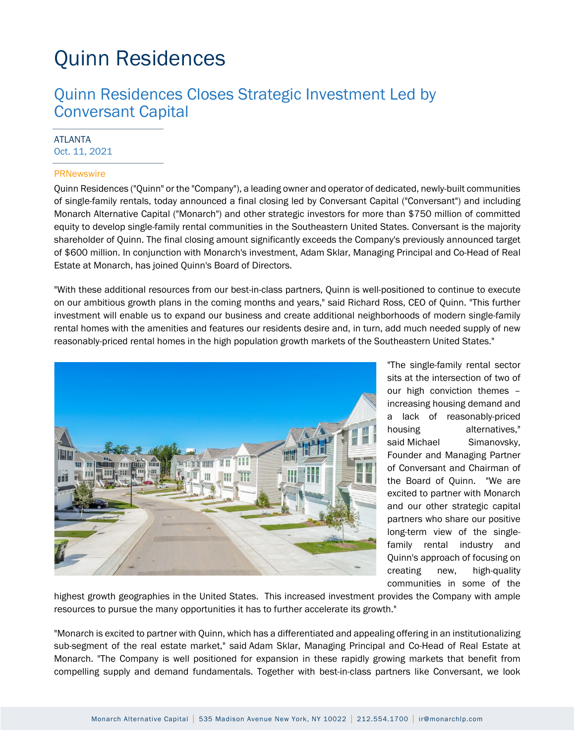# Quinn Residences

## Quinn Residences Closes Strategic Investment Led by Conversant Capital

ATLANTA
Oct. 11, 2021

PRNewswire

Quinn Residences ("Quinn" or the "Company"), a leading owner and operator of dedicated, newly-built communities of single-family rentals, today announced a final closing led by Conversant Capital ("Conversant") and including Monarch Alternative Capital ("Monarch") and other strategic investors for more than $750 million of committed equity to develop single-family rental communities in the Southeastern United States. Conversant is the majority shareholder of Quinn. The final closing amount significantly exceeds the Company's previously announced target of $600 million. In conjunction with Monarch's investment, Adam Sklar, Managing Principal and Co-Head of Real Estate at Monarch, has joined Quinn's Board of Directors.

"With these additional resources from our best-in-class partners, Quinn is well-positioned to continue to execute on our ambitious growth plans in the coming months and years," said Richard Ross, CEO of Quinn. "This further investment will enable us to expand our business and create additional neighborhoods of modern single-family rental homes with the amenities and features our residents desire and, in turn, add much needed supply of new reasonably-priced rental homes in the high population growth markets of the Southeastern United States."

"The single-family rental sector sits at the intersection of two of our high conviction themes – increasing housing demand and a lack of reasonably-priced housing alternatives," said Michael Simanovsky, Founder and Managing Partner of Conversant and Chairman of the Board of Quinn. "We are excited to partner with Monarch and our other strategic capital partners who share our positive long-term view of the single-family rental industry and Quinn's approach of focusing on creating new, high-quality communities in some of the highest growth geographies in the United States. This increased investment provides the Company with ample resources to pursue the many opportunities it has to further accelerate its growth."

"Monarch is excited to partner with Quinn, which has a differentiated and appealing offering in an institutionalizing sub-segment of the real estate market," said Adam Sklar, Managing Principal and Co-Head of Real Estate at Monarch. "The Company is well positioned for expansion in these rapidly growing markets that benefit from compelling supply and demand fundamentals. Together with best-in-class partners like Conversant, we look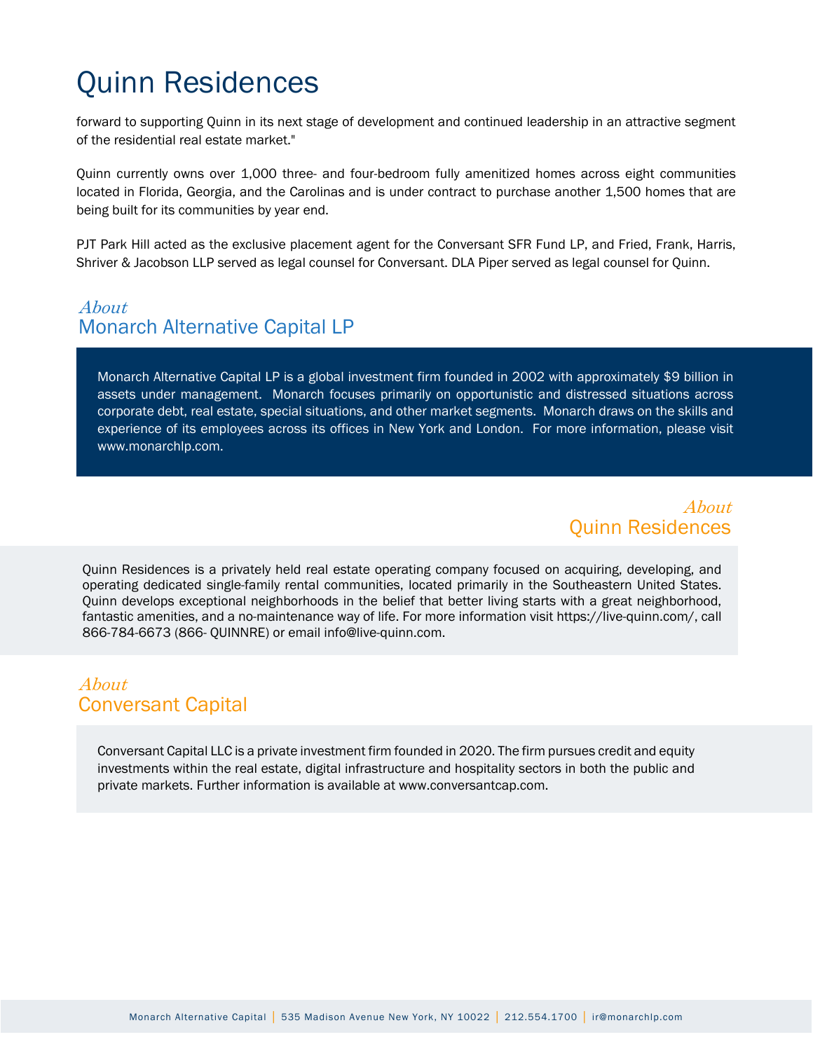# Quinn Residences

forward to supporting Quinn in its next stage of development and continued leadership in an attractive segment of the residential real estate market."

Quinn currently owns over 1,000 three- and four-bedroom fully amenitized homes across eight communities located in Florida, Georgia, and the Carolinas and is under contract to purchase another 1,500 homes that are being built for its communities by year end.

PJT Park Hill acted as the exclusive placement agent for the Conversant SFR Fund LP, and Fried, Frank, Harris, Shriver & Jacobson LLP served as legal counsel for Conversant. DLA Piper served as legal counsel for Quinn.

## *About* Monarch Alternative Capital LP

Monarch Alternative Capital LP is a global investment firm founded in 2002 with approximately $9 billion in assets under management. Monarch focuses primarily on opportunistic and distressed situations across corporate debt, real estate, special situations, and other market segments. Monarch draws on the skills and experience of its employees across its offices in New York and London. For more information, please visit www.monarchlp.com.

## *About* Quinn Residences

Quinn Residences is a privately held real estate operating company focused on acquiring, developing, and operating dedicated single-family rental communities, located primarily in the Southeastern United States. Quinn develops exceptional neighborhoods in the belief that better living starts with a great neighborhood, fantastic amenities, and a no-maintenance way of life. For more information visit https://live-quinn.com/, call 866-784-6673 (866- QUINNRE) or email info@live-quinn.com.

## *About* Conversant Capital

Conversant Capital LLC is a private investment firm founded in 2020. The firm pursues credit and equity investments within the real estate, digital infrastructure and hospitality sectors in both the public and private markets. Further information is available at www.conversantcap.com.